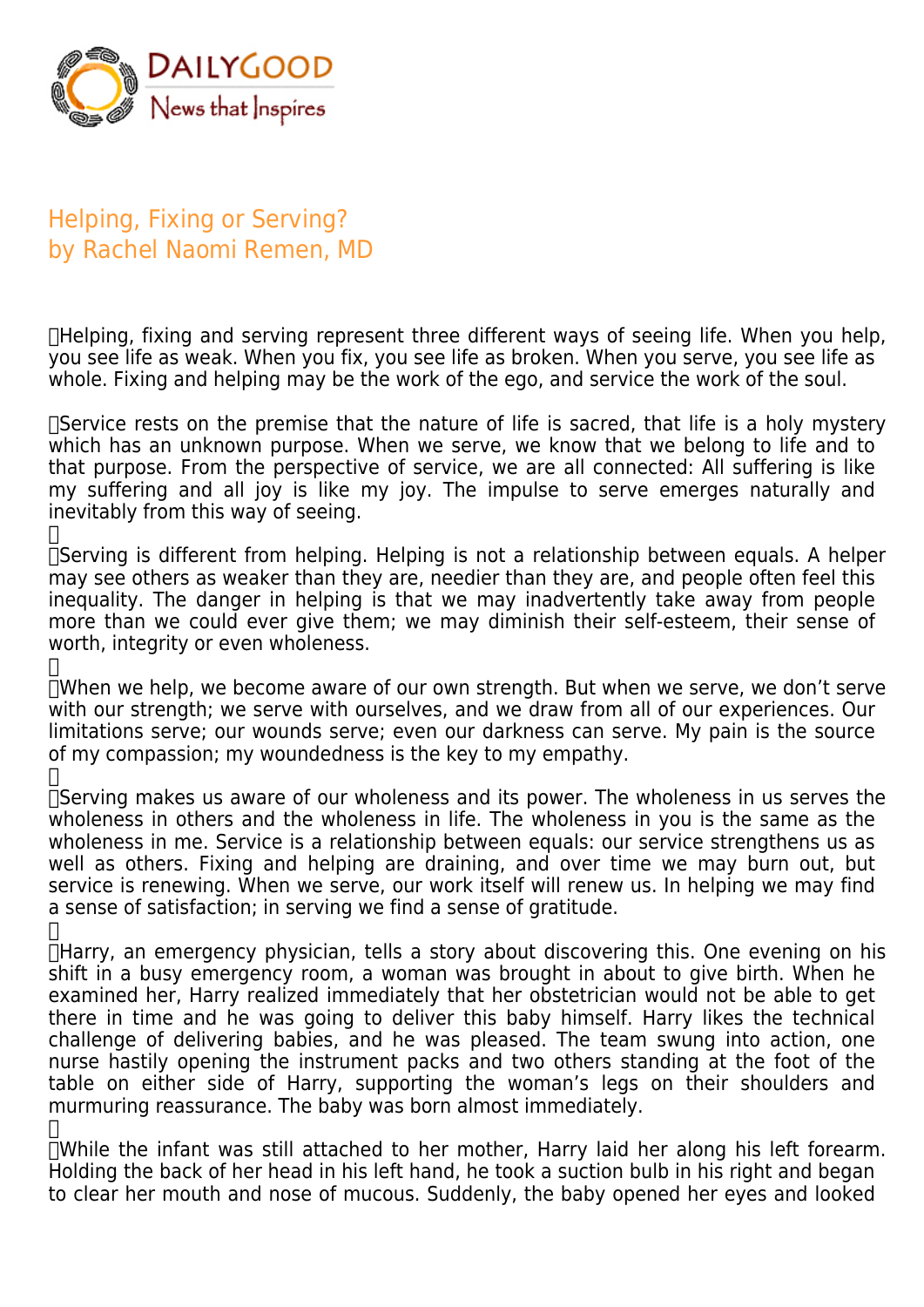# Helping, Fixing or Serving?
## by Rachel Naomi Remen, MD

Helping, fixing and serving represent three different ways of seeing life. When you help, you see life as weak. When you fix, you see life as broken. When you serve, you see life as whole. Fixing and helping may be the work of the ego, and service the work of the soul.

Service rests on the premise that the nature of life is sacred, that life is a holy mystery which has an unknown purpose. When we serve, we know that we belong to life and to that purpose. From the perspective of service, we are all connected: All suffering is like my suffering and all joy is like my joy. The impulse to serve emerges naturally and inevitably from this way of seeing.

Serving is different from helping. Helping is not a relationship between equals. A helper may see others as weaker than they are, needier than they are, and people often feel this inequality. The danger in helping is that we may inadvertently take away from people more than we could ever give them; we may diminish their self-esteem, their sense of worth, integrity or even wholeness.

When we help, we become aware of our own strength. But when we serve, we don't serve with our strength; we serve with ourselves, and we draw from all of our experiences. Our limitations serve; our wounds serve; even our darkness can serve. My pain is the source of my compassion; my woundedness is the key to my empathy.

Serving makes us aware of our wholeness and its power. The wholeness in us serves the wholeness in others and the wholeness in life. The wholeness in you is the same as the wholeness in me. Service is a relationship between equals: our service strengthens us as well as others. Fixing and helping are draining, and over time we may burn out, but service is renewing. When we serve, our work itself will renew us. In helping we may find a sense of satisfaction; in serving we find a sense of gratitude.

Harry, an emergency physician, tells a story about discovering this. One evening on his shift in a busy emergency room, a woman was brought in about to give birth. When he examined her, Harry realized immediately that her obstetrician would not be able to get there in time and he was going to deliver this baby himself. Harry likes the technical challenge of delivering babies, and he was pleased. The team swung into action, one nurse hastily opening the instrument packs and two others standing at the foot of the table on either side of Harry, supporting the woman's legs on their shoulders and murmuring reassurance. The baby was born almost immediately.

While the infant was still attached to her mother, Harry laid her along his left forearm. Holding the back of her head in his left hand, he took a suction bulb in his right and began to clear her mouth and nose of mucous. Suddenly, the baby opened her eyes and looked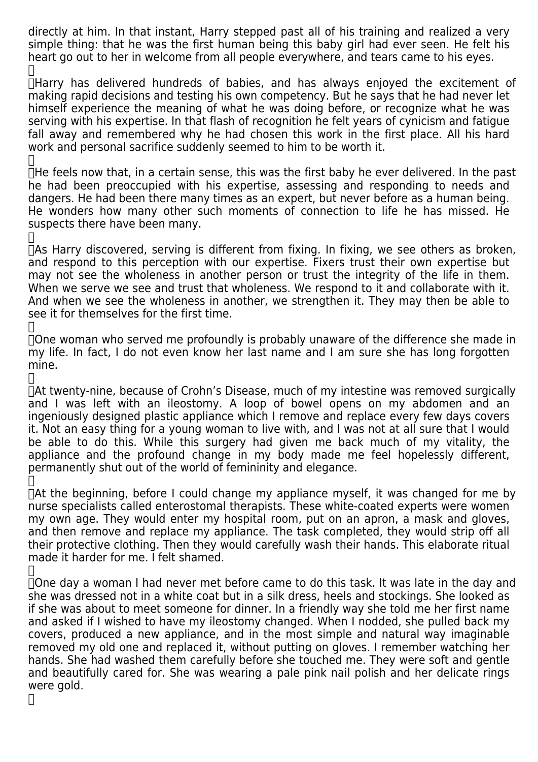directly at him. In that instant, Harry stepped past all of his training and realized a very simple thing: that he was the first human being this baby girl had ever seen. He felt his heart go out to her in welcome from all people everywhere, and tears came to his eyes.

Harry has delivered hundreds of babies, and has always enjoyed the excitement of making rapid decisions and testing his own competency. But he says that he had never let himself experience the meaning of what he was doing before, or recognize what he was serving with his expertise. In that flash of recognition he felt years of cynicism and fatigue fall away and remembered why he had chosen this work in the first place. All his hard work and personal sacrifice suddenly seemed to him to be worth it.

He feels now that, in a certain sense, this was the first baby he ever delivered. In the past he had been preoccupied with his expertise, assessing and responding to needs and dangers. He had been there many times as an expert, but never before as a human being. He wonders how many other such moments of connection to life he has missed. He suspects there have been many.

As Harry discovered, serving is different from fixing. In fixing, we see others as broken, and respond to this perception with our expertise. Fixers trust their own expertise but may not see the wholeness in another person or trust the integrity of the life in them. When we serve we see and trust that wholeness. We respond to it and collaborate with it. And when we see the wholeness in another, we strengthen it. They may then be able to see it for themselves for the first time.

One woman who served me profoundly is probably unaware of the difference she made in my life. In fact, I do not even know her last name and I am sure she has long forgotten mine.

At twenty-nine, because of Crohn's Disease, much of my intestine was removed surgically and I was left with an ileostomy. A loop of bowel opens on my abdomen and an ingeniously designed plastic appliance which I remove and replace every few days covers it. Not an easy thing for a young woman to live with, and I was not at all sure that I would be able to do this. While this surgery had given me back much of my vitality, the appliance and the profound change in my body made me feel hopelessly different, permanently shut out of the world of femininity and elegance.

At the beginning, before I could change my appliance myself, it was changed for me by nurse specialists called enterostomal therapists. These white-coated experts were women my own age. They would enter my hospital room, put on an apron, a mask and gloves, and then remove and replace my appliance. The task completed, they would strip off all their protective clothing. Then they would carefully wash their hands. This elaborate ritual made it harder for me. I felt shamed.

One day a woman I had never met before came to do this task. It was late in the day and she was dressed not in a white coat but in a silk dress, heels and stockings. She looked as if she was about to meet someone for dinner. In a friendly way she told me her first name and asked if I wished to have my ileostomy changed. When I nodded, she pulled back my covers, produced a new appliance, and in the most simple and natural way imaginable removed my old one and replaced it, without putting on gloves. I remember watching her hands. She had washed them carefully before she touched me. They were soft and gentle and beautifully cared for. She was wearing a pale pink nail polish and her delicate rings were gold.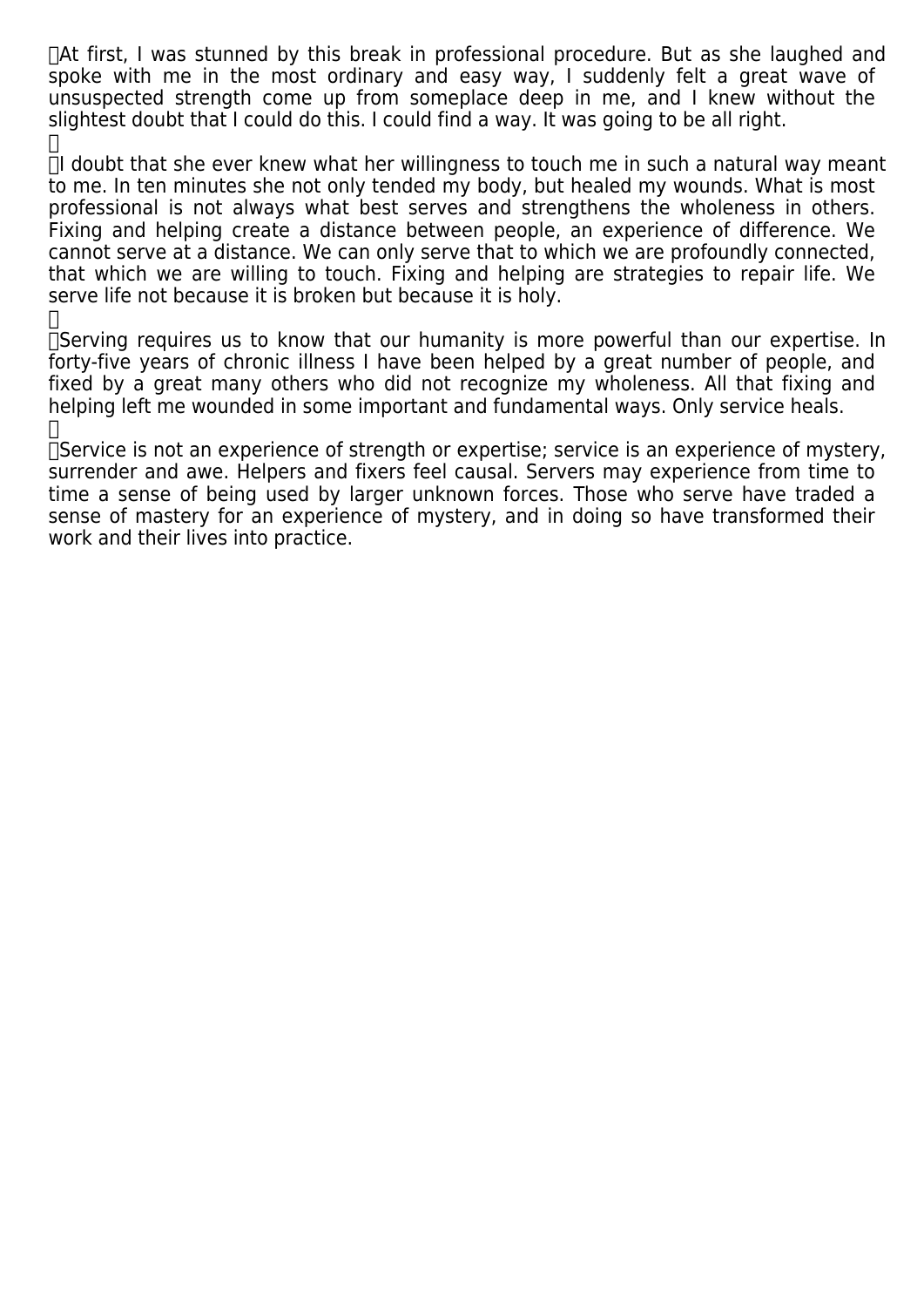At first, I was stunned by this break in professional procedure. But as she laughed and spoke with me in the most ordinary and easy way, I suddenly felt a great wave of unsuspected strength come up from someplace deep in me, and I knew without the slightest doubt that I could do this. I could find a way. It was going to be all right.

I doubt that she ever knew what her willingness to touch me in such a natural way meant to me. In ten minutes she not only tended my body, but healed my wounds. What is most professional is not always what best serves and strengthens the wholeness in others. Fixing and helping create a distance between people, an experience of difference. We cannot serve at a distance. We can only serve that to which we are profoundly connected, that which we are willing to touch. Fixing and helping are strategies to repair life. We serve life not because it is broken but because it is holy.

Serving requires us to know that our humanity is more powerful than our expertise. In forty-five years of chronic illness I have been helped by a great number of people, and fixed by a great many others who did not recognize my wholeness. All that fixing and helping left me wounded in some important and fundamental ways. Only service heals.

Service is not an experience of strength or expertise; service is an experience of mystery, surrender and awe. Helpers and fixers feel causal. Servers may experience from time to time a sense of being used by larger unknown forces. Those who serve have traded a sense of mastery for an experience of mystery, and in doing so have transformed their work and their lives into practice.